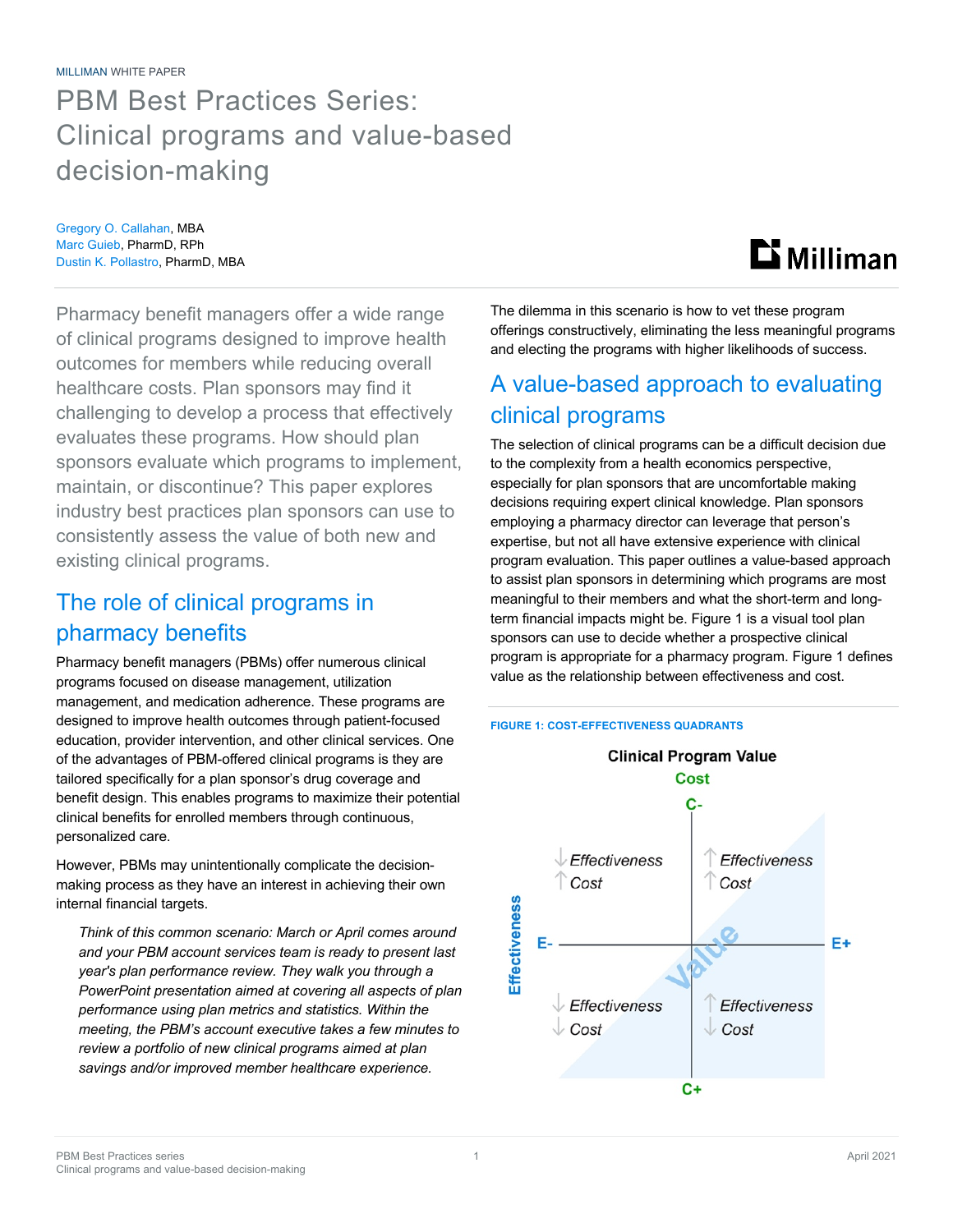MILLIMAN WHITE PAPER

# PBM Best Practices Series: Clinical programs and value-based decision-making

Gregory O. Callahan, MBA
Marc Guieb, PharmD, RPh
Dustin K. Pollastro, PharmD, MBA

Pharmacy benefit managers offer a wide range of clinical programs designed to improve health outcomes for members while reducing overall healthcare costs. Plan sponsors may find it challenging to develop a process that effectively evaluates these programs. How should plan sponsors evaluate which programs to implement, maintain, or discontinue? This paper explores industry best practices plan sponsors can use to consistently assess the value of both new and existing clinical programs.

## The role of clinical programs in pharmacy benefits

Pharmacy benefit managers (PBMs) offer numerous clinical programs focused on disease management, utilization management, and medication adherence. These programs are designed to improve health outcomes through patient-focused education, provider intervention, and other clinical services. One of the advantages of PBM-offered clinical programs is they are tailored specifically for a plan sponsor's drug coverage and benefit design. This enables programs to maximize their potential clinical benefits for enrolled members through continuous, personalized care.

However, PBMs may unintentionally complicate the decision-making process as they have an interest in achieving their own internal financial targets.

> *Think of this common scenario: March or April comes around and your PBM account services team is ready to present last year's plan performance review. They walk you through a PowerPoint presentation aimed at covering all aspects of plan performance using plan metrics and statistics. Within the meeting, the PBM's account executive takes a few minutes to review a portfolio of new clinical programs aimed at plan savings and/or improved member healthcare experience.*

The dilemma in this scenario is how to vet these program offerings constructively, eliminating the less meaningful programs and electing the programs with higher likelihoods of success.

## A value-based approach to evaluating clinical programs

The selection of clinical programs can be a difficult decision due to the complexity from a health economics perspective, especially for plan sponsors that are uncomfortable making decisions requiring expert clinical knowledge. Plan sponsors employing a pharmacy director can leverage that person's expertise, but not all have extensive experience with clinical program evaluation. This paper outlines a value-based approach to assist plan sponsors in determining which programs are most meaningful to their members and what the short-term and long-term financial impacts might be. Figure 1 is a visual tool plan sponsors can use to decide whether a prospective clinical program is appropriate for a pharmacy program. Figure 1 defines value as the relationship between effectiveness and cost.

**FIGURE 1: COST-EFFECTIVENESS QUADRANTS**

Clinical Program Value

| | E- (Effectiveness) | E+ (Effectiveness) |
|---|---|---|
| **C- (Cost)** | ↓ Effectiveness, ↑ Cost | ↑ Effectiveness, ↑ Cost |
| **C+ (Cost)** | ↓ Effectiveness, ↓ Cost | ↑ Effectiveness, ↓ Cost |

(Shaded "Value" region extends diagonally toward E+ / C+.)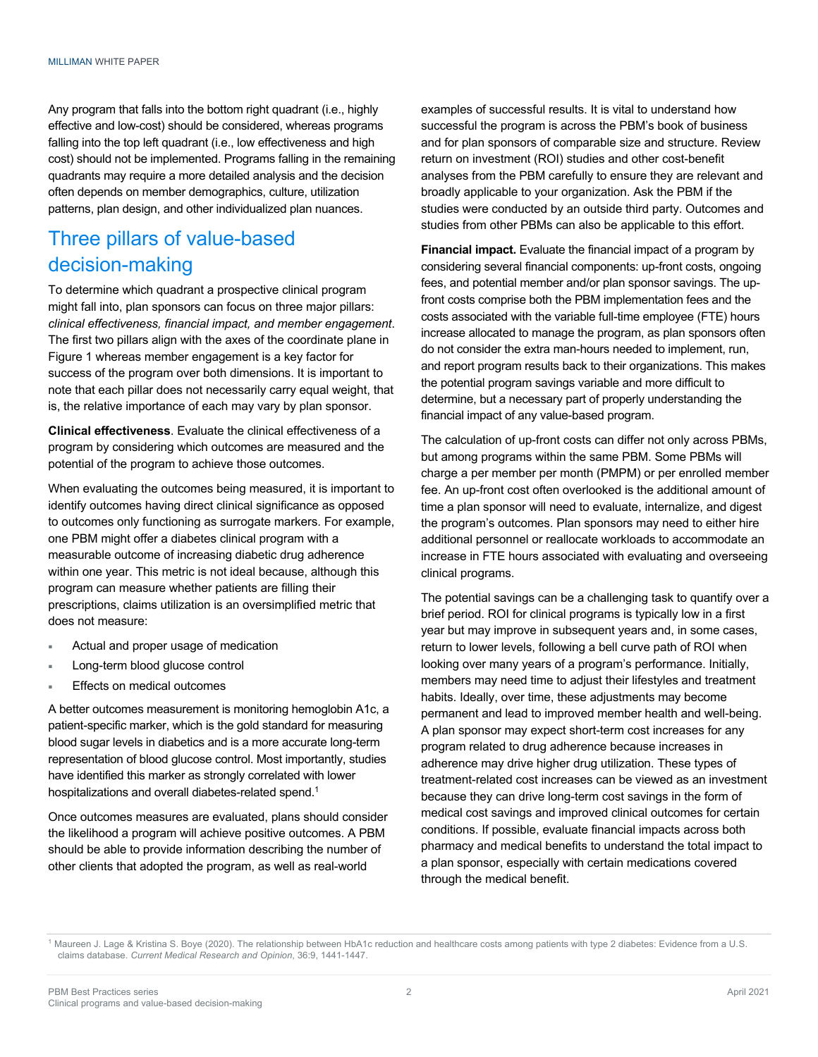Any program that falls into the bottom right quadrant (i.e., highly effective and low-cost) should be considered, whereas programs falling into the top left quadrant (i.e., low effectiveness and high cost) should not be implemented. Programs falling in the remaining quadrants may require a more detailed analysis and the decision often depends on member demographics, culture, utilization patterns, plan design, and other individualized plan nuances.

## Three pillars of value-based decision-making

To determine which quadrant a prospective clinical program might fall into, plan sponsors can focus on three major pillars: *clinical effectiveness, financial impact, and member engagement*. The first two pillars align with the axes of the coordinate plane in Figure 1 whereas member engagement is a key factor for success of the program over both dimensions. It is important to note that each pillar does not necessarily carry equal weight, that is, the relative importance of each may vary by plan sponsor.

**Clinical effectiveness**. Evaluate the clinical effectiveness of a program by considering which outcomes are measured and the potential of the program to achieve those outcomes.

When evaluating the outcomes being measured, it is important to identify outcomes having direct clinical significance as opposed to outcomes only functioning as surrogate markers. For example, one PBM might offer a diabetes clinical program with a measurable outcome of increasing diabetic drug adherence within one year. This metric is not ideal because, although this program can measure whether patients are filling their prescriptions, claims utilization is an oversimplified metric that does not measure:

- Actual and proper usage of medication
- Long-term blood glucose control
- Effects on medical outcomes

A better outcomes measurement is monitoring hemoglobin A1c, a patient-specific marker, which is the gold standard for measuring blood sugar levels in diabetics and is a more accurate long-term representation of blood glucose control. Most importantly, studies have identified this marker as strongly correlated with lower hospitalizations and overall diabetes-related spend.[1]

Once outcomes measures are evaluated, plans should consider the likelihood a program will achieve positive outcomes. A PBM should be able to provide information describing the number of other clients that adopted the program, as well as real-world examples of successful results. It is vital to understand how successful the program is across the PBM's book of business and for plan sponsors of comparable size and structure. Review return on investment (ROI) studies and other cost-benefit analyses from the PBM carefully to ensure they are relevant and broadly applicable to your organization. Ask the PBM if the studies were conducted by an outside third party. Outcomes and studies from other PBMs can also be applicable to this effort.

**Financial impact.** Evaluate the financial impact of a program by considering several financial components: up-front costs, ongoing fees, and potential member and/or plan sponsor savings. The up-front costs comprise both the PBM implementation fees and the costs associated with the variable full-time employee (FTE) hours increase allocated to manage the program, as plan sponsors often do not consider the extra man-hours needed to implement, run, and report program results back to their organizations. This makes the potential program savings variable and more difficult to determine, but a necessary part of properly understanding the financial impact of any value-based program.

The calculation of up-front costs can differ not only across PBMs, but among programs within the same PBM. Some PBMs will charge a per member per month (PMPM) or per enrolled member fee. An up-front cost often overlooked is the additional amount of time a plan sponsor will need to evaluate, internalize, and digest the program's outcomes. Plan sponsors may need to either hire additional personnel or reallocate workloads to accommodate an increase in FTE hours associated with evaluating and overseeing clinical programs.

The potential savings can be a challenging task to quantify over a brief period. ROI for clinical programs is typically low in a first year but may improve in subsequent years and, in some cases, return to lower levels, following a bell curve path of ROI when looking over many years of a program's performance. Initially, members may need time to adjust their lifestyles and treatment habits. Ideally, over time, these adjustments may become permanent and lead to improved member health and well-being. A plan sponsor may expect short-term cost increases for any program related to drug adherence because increases in adherence may drive higher drug utilization. These types of treatment-related cost increases can be viewed as an investment because they can drive long-term cost savings in the form of medical cost savings and improved clinical outcomes for certain conditions. If possible, evaluate financial impacts across both pharmacy and medical benefits to understand the total impact to a plan sponsor, especially with certain medications covered through the medical benefit.

---

[1] Maureen J. Lage & Kristina S. Boye (2020). The relationship between HbA1c reduction and healthcare costs among patients with type 2 diabetes: Evidence from a U.S. claims database. *Current Medical Research and Opinion*, 36:9, 1441-1447.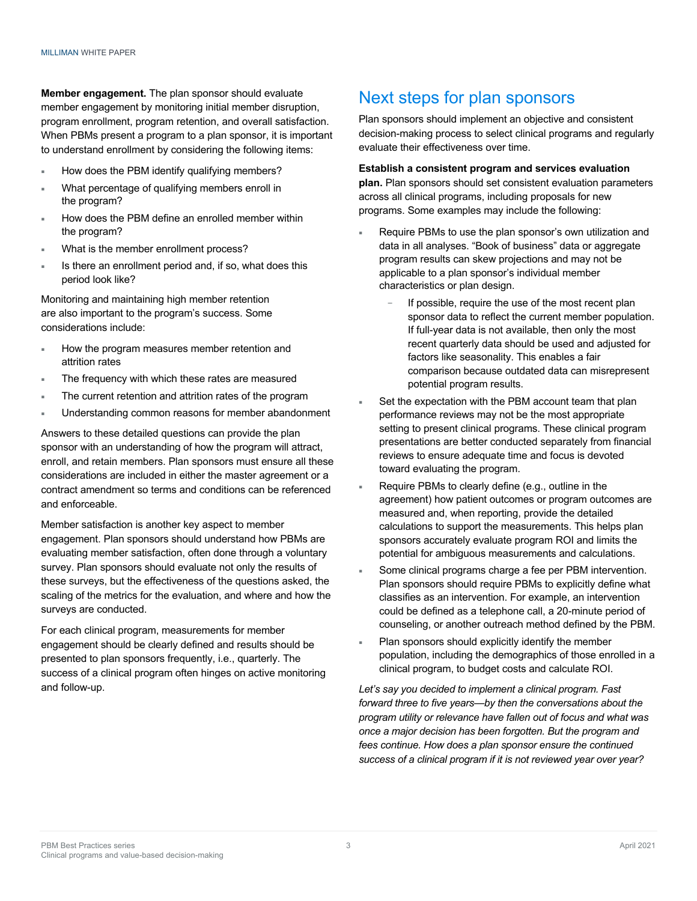**Member engagement.** The plan sponsor should evaluate member engagement by monitoring initial member disruption, program enrollment, program retention, and overall satisfaction. When PBMs present a program to a plan sponsor, it is important to understand enrollment by considering the following items:

- How does the PBM identify qualifying members?
- What percentage of qualifying members enroll in the program?
- How does the PBM define an enrolled member within the program?
- What is the member enrollment process?
- Is there an enrollment period and, if so, what does this period look like?

Monitoring and maintaining high member retention are also important to the program's success. Some considerations include:

- How the program measures member retention and attrition rates
- The frequency with which these rates are measured
- The current retention and attrition rates of the program
- Understanding common reasons for member abandonment

Answers to these detailed questions can provide the plan sponsor with an understanding of how the program will attract, enroll, and retain members. Plan sponsors must ensure all these considerations are included in either the master agreement or a contract amendment so terms and conditions can be referenced and enforceable.

Member satisfaction is another key aspect to member engagement. Plan sponsors should understand how PBMs are evaluating member satisfaction, often done through a voluntary survey. Plan sponsors should evaluate not only the results of these surveys, but the effectiveness of the questions asked, the scaling of the metrics for the evaluation, and where and how the surveys are conducted.

For each clinical program, measurements for member engagement should be clearly defined and results should be presented to plan sponsors frequently, i.e., quarterly. The success of a clinical program often hinges on active monitoring and follow-up.

# Next steps for plan sponsors

Plan sponsors should implement an objective and consistent decision-making process to select clinical programs and regularly evaluate their effectiveness over time.

**Establish a consistent program and services evaluation plan.** Plan sponsors should set consistent evaluation parameters across all clinical programs, including proposals for new programs. Some examples may include the following:

- Require PBMs to use the plan sponsor's own utilization and data in all analyses. "Book of business" data or aggregate program results can skew projections and may not be applicable to a plan sponsor's individual member characteristics or plan design.
  - If possible, require the use of the most recent plan sponsor data to reflect the current member population. If full-year data is not available, then only the most recent quarterly data should be used and adjusted for factors like seasonality. This enables a fair comparison because outdated data can misrepresent potential program results.
- Set the expectation with the PBM account team that plan performance reviews may not be the most appropriate setting to present clinical programs. These clinical program presentations are better conducted separately from financial reviews to ensure adequate time and focus is devoted toward evaluating the program.
- Require PBMs to clearly define (e.g., outline in the agreement) how patient outcomes or program outcomes are measured and, when reporting, provide the detailed calculations to support the measurements. This helps plan sponsors accurately evaluate program ROI and limits the potential for ambiguous measurements and calculations.
- Some clinical programs charge a fee per PBM intervention. Plan sponsors should require PBMs to explicitly define what classifies as an intervention. For example, an intervention could be defined as a telephone call, a 20-minute period of counseling, or another outreach method defined by the PBM.
- Plan sponsors should explicitly identify the member population, including the demographics of those enrolled in a clinical program, to budget costs and calculate ROI.

*Let's say you decided to implement a clinical program. Fast forward three to five years—by then the conversations about the program utility or relevance have fallen out of focus and what was once a major decision has been forgotten. But the program and fees continue. How does a plan sponsor ensure the continued success of a clinical program if it is not reviewed year over year?*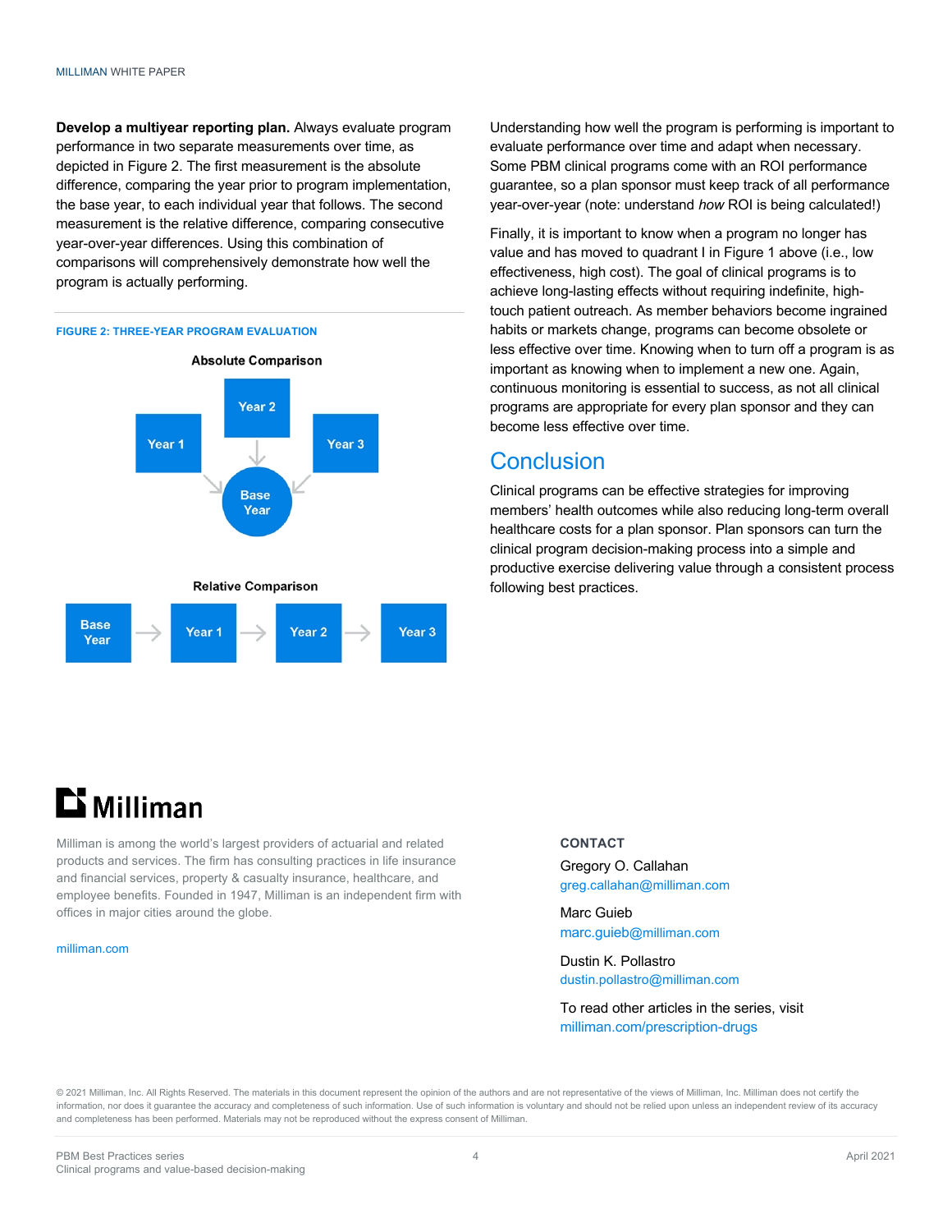**Develop a multiyear reporting plan.** Always evaluate program performance in two separate measurements over time, as depicted in Figure 2. The first measurement is the absolute difference, comparing the year prior to program implementation, the base year, to each individual year that follows. The second measurement is the relative difference, comparing consecutive year-over-year differences. Using this combination of comparisons will comprehensively demonstrate how well the program is actually performing.

FIGURE 2: THREE-YEAR PROGRAM EVALUATION

Absolute Comparison

Year 1
Year 2
Year 3
Base Year

Relative Comparison

Base Year → Year 1 → Year 2 → Year 3

Understanding how well the program is performing is important to evaluate performance over time and adapt when necessary. Some PBM clinical programs come with an ROI performance guarantee, so a plan sponsor must keep track of all performance year-over-year (note: understand *how* ROI is being calculated!)

Finally, it is important to know when a program no longer has value and has moved to quadrant I in Figure 1 above (i.e., low effectiveness, high cost). The goal of clinical programs is to achieve long-lasting effects without requiring indefinite, high-touch patient outreach. As member behaviors become ingrained habits or markets change, programs can become obsolete or less effective over time. Knowing when to turn off a program is as important as knowing when to implement a new one. Again, continuous monitoring is essential to success, as not all clinical programs are appropriate for every plan sponsor and they can become less effective over time.

## Conclusion

Clinical programs can be effective strategies for improving members' health outcomes while also reducing long-term overall healthcare costs for a plan sponsor. Plan sponsors can turn the clinical program decision-making process into a simple and productive exercise delivering value through a consistent process following best practices.

Milliman

Milliman is among the world's largest providers of actuarial and related products and services. The firm has consulting practices in life insurance and financial services, property & casualty insurance, healthcare, and employee benefits. Founded in 1947, Milliman is an independent firm with offices in major cities around the globe.

milliman.com

**CONTACT**

Gregory O. Callahan
greg.callahan@milliman.com

Marc Guieb
marc.guieb@milliman.com

Dustin K. Pollastro
dustin.pollastro@milliman.com

To read other articles in the series, visit
milliman.com/prescription-drugs

© 2021 Milliman, Inc. All Rights Reserved. The materials in this document represent the opinion of the authors and are not representative of the views of Milliman, Inc. Milliman does not certify the information, nor does it guarantee the accuracy and completeness of such information. Use of such information is voluntary and should not be relied upon unless an independent review of its accuracy and completeness has been performed. Materials may not be reproduced without the express consent of Milliman.